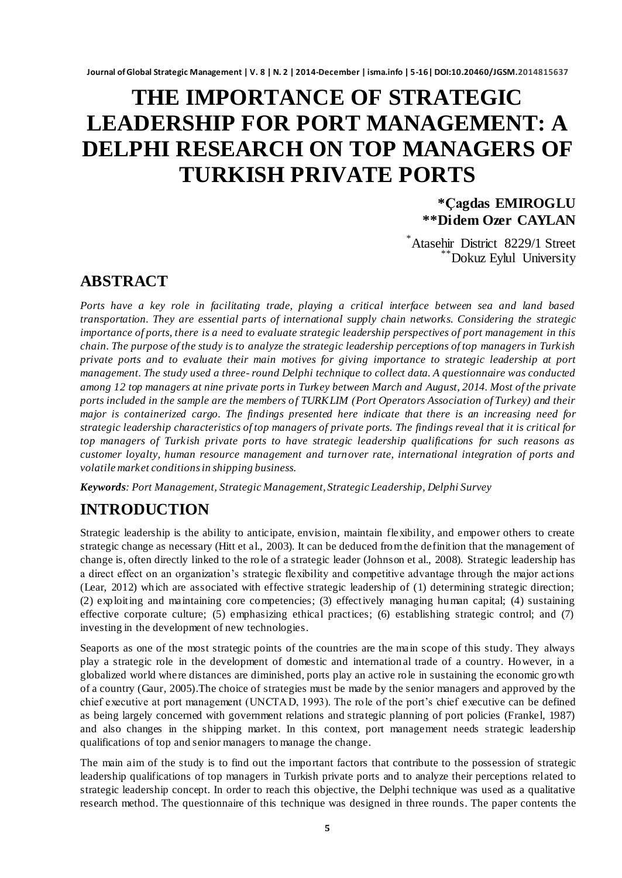# THE IMPORTANCE OF STRATEGIC LEADERSHIP FOR PORT MANAGEMENT: A DELPHI RESEARCH ON TOP MANAGERS OF TURKISH PRIVATE PORTS

**\*Çagdas EMIROGLU**
**\*\*Didem Ozer CAYLAN**

[*] Atasehir District 8229/1 Street
[**] Dokuz Eylul University

## ABSTRACT

*Ports have a key role in facilitating trade, playing a critical interface between sea and land based transportation. They are essential parts of international supply chain networks. Considering the strategic importance of ports, there is a need to evaluate strategic leadership perspectives of port management in this chain. The purpose of the study is to analyze the strategic leadership perceptions of top managers in Turkish private ports and to evaluate their main motives for giving importance to strategic leadership at port management. The study used a three- round Delphi technique to collect data. A questionnaire was conducted among 12 top managers at nine private ports in Turkey between March and August, 2014. Most of the private ports included in the sample are the members of TURKLIM (Port Operators Association of Turkey) and their major is containerized cargo. The findings presented here indicate that there is an increasing need for strategic leadership characteristics of top managers of private ports. The findings reveal that it is critical for top managers of Turkish private ports to have strategic leadership qualifications for such reasons as customer loyalty, human resource management and turnover rate, international integration of ports and volatile market conditions in shipping business.*

***Keywords**: Port Management, Strategic Management, Strategic Leadership, Delphi Survey*

## INTRODUCTION

Strategic leadership is the ability to anticipate, envision, maintain flexibility, and empower others to create strategic change as necessary (Hitt et al., 2003). It can be deduced from the definition that the management of change is, often directly linked to the role of a strategic leader (Johnson et al., 2008). Strategic leadership has a direct effect on an organization's strategic flexibility and competitive advantage through the major actions (Lear, 2012) which are associated with effective strategic leadership of (1) determining strategic direction; (2) exploiting and maintaining core competencies; (3) effectively managing human capital; (4) sustaining effective corporate culture; (5) emphasizing ethical practices; (6) establishing strategic control; and (7) investing in the development of new technologies.

Seaports as one of the most strategic points of the countries are the main scope of this study. They always play a strategic role in the development of domestic and international trade of a country. However, in a globalized world where distances are diminished, ports play an active role in sustaining the economic growth of a country (Gaur, 2005).The choice of strategies must be made by the senior managers and approved by the chief executive at port management (UNCTAD, 1993). The role of the port's chief executive can be defined as being largely concerned with government relations and strategic planning of port policies (Frankel, 1987) and also changes in the shipping market. In this context, port management needs strategic leadership qualifications of top and senior managers to manage the change.

The main aim of the study is to find out the important factors that contribute to the possession of strategic leadership qualifications of top managers in Turkish private ports and to analyze their perceptions related to strategic leadership concept. In order to reach this objective, the Delphi technique was used as a qualitative research method. The questionnaire of this technique was designed in three rounds. The paper contents the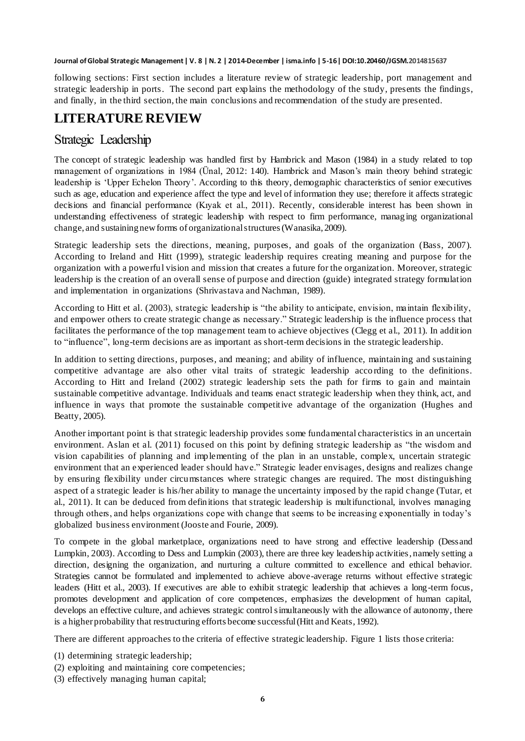following sections: First section includes a literature review of strategic leadership, port management and strategic leadership in ports. The second part explains the methodology of the study, presents the findings, and finally, in the third section, the main conclusions and recommendation of the study are presented.

# LITERATURE REVIEW

## Strategic Leadership

The concept of strategic leadership was handled first by Hambrick and Mason (1984) in a study related to top management of organizations in 1984 (Ünal, 2012: 140). Hambrick and Mason's main theory behind strategic leadership is 'Upper Echelon Theory'. According to this theory, demographic characteristics of senior executives such as age, education and experience affect the type and level of information they use; therefore it affects strategic decisions and financial performance (Kıyak et al., 2011). Recently, considerable interest has been shown in understanding effectiveness of strategic leadership with respect to firm performance, managing organizational change, and sustaining new forms of organizational structures (Wanasika, 2009).

Strategic leadership sets the directions, meaning, purposes, and goals of the organization (Bass, 2007). According to Ireland and Hitt (1999), strategic leadership requires creating meaning and purpose for the organization with a powerful vision and mission that creates a future for the organization. Moreover, strategic leadership is the creation of an overall sense of purpose and direction (guide) integrated strategy formulation and implementation in organizations (Shrivastava and Nachman, 1989).

According to Hitt et al. (2003), strategic leadership is "the ability to anticipate, envision, maintain flexibility, and empower others to create strategic change as necessary." Strategic leadership is the influence process that facilitates the performance of the top management team to achieve objectives (Clegg et al., 2011). In addition to "influence", long-term decisions are as important as short-term decisions in the strategic leadership.

In addition to setting directions, purposes, and meaning; and ability of influence, maintaining and sustaining competitive advantage are also other vital traits of strategic leadership according to the definitions. According to Hitt and Ireland (2002) strategic leadership sets the path for firms to gain and maintain sustainable competitive advantage. Individuals and teams enact strategic leadership when they think, act, and influence in ways that promote the sustainable competitive advantage of the organization (Hughes and Beatty, 2005).

Another important point is that strategic leadership provides some fundamental characteristics in an uncertain environment. Aslan et al. (2011) focused on this point by defining strategic leadership as "the wisdom and vision capabilities of planning and implementing of the plan in an unstable, complex, uncertain strategic environment that an experienced leader should have." Strategic leader envisages, designs and realizes change by ensuring flexibility under circumstances where strategic changes are required. The most distinguishing aspect of a strategic leader is his/her ability to manage the uncertainty imposed by the rapid change (Tutar, et al., 2011). It can be deduced from definitions that strategic leadership is multifunctional, involves managing through others, and helps organizations cope with change that seems to be increasing exponentially in today's globalized business environment (Jooste and Fourie, 2009).

To compete in the global marketplace, organizations need to have strong and effective leadership (Dess and Lumpkin, 2003). According to Dess and Lumpkin (2003), there are three key leadership activities, namely setting a direction, designing the organization, and nurturing a culture committed to excellence and ethical behavior. Strategies cannot be formulated and implemented to achieve above-average returns without effective strategic leaders (Hitt et al., 2003). If executives are able to exhibit strategic leadership that achieves a long-term focus, promotes development and application of core competences, emphasizes the development of human capital, develops an effective culture, and achieves strategic controls simultaneously with the allowance of autonomy, there is a higher probability that restructuring efforts become successful (Hitt and Keats, 1992).

There are different approaches to the criteria of effective strategic leadership. Figure 1 lists those criteria:

(1) determining strategic leadership;
(2) exploiting and maintaining core competencies;
(3) effectively managing human capital;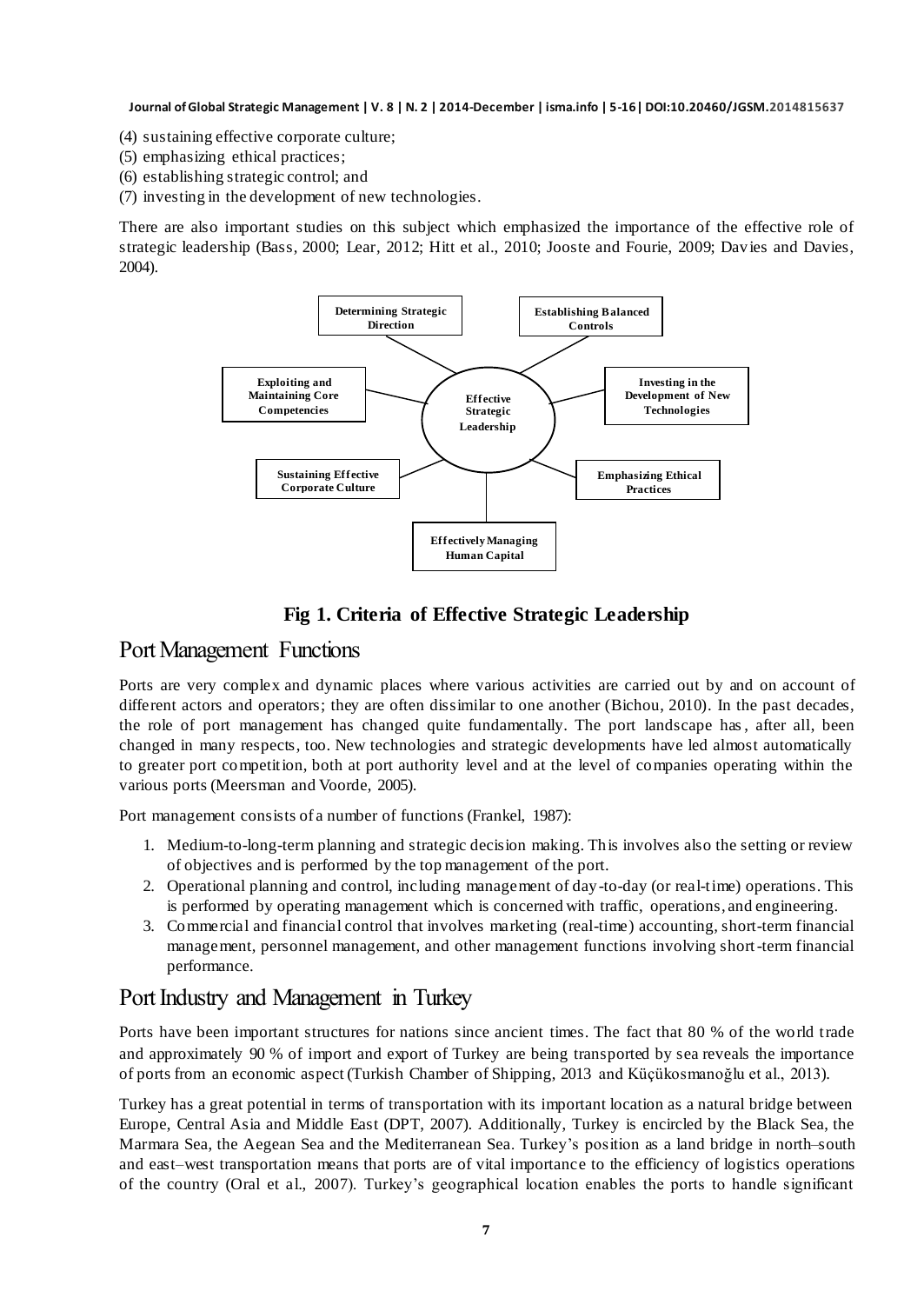(4) sustaining effective corporate culture;
(5) emphasizing ethical practices;
(6) establishing strategic control; and
(7) investing in the development of new technologies.

There are also important studies on this subject which emphasized the importance of the effective role of strategic leadership (Bass, 2000; Lear, 2012; Hitt et al., 2010; Jooste and Fourie, 2009; Davies and Davies, 2004).

Determining Strategic Direction

Establishing Balanced Controls

Exploiting and Maintaining Core Competencies

Effective Strategic Leadership

Investing in the Development of New Technologies

Sustaining Effective Corporate Culture

Emphasizing Ethical Practices

Effectively Managing Human Capital

**Fig 1. Criteria of Effective Strategic Leadership**

## Port Management Functions

Ports are very complex and dynamic places where various activities are carried out by and on account of different actors and operators; they are often dissimilar to one another (Bichou, 2010). In the past decades, the role of port management has changed quite fundamentally. The port landscape has, after all, been changed in many respects, too. New technologies and strategic developments have led almost automatically to greater port competition, both at port authority level and at the level of companies operating within the various ports (Meersman and Voorde, 2005).

Port management consists of a number of functions (Frankel, 1987):

1. Medium-to-long-term planning and strategic decision making. This involves also the setting or review of objectives and is performed by the top management of the port.
2. Operational planning and control, including management of day-to-day (or real-time) operations. This is performed by operating management which is concerned with traffic, operations, and engineering.
3. Commercial and financial control that involves marketing (real-time) accounting, short-term financial management, personnel management, and other management functions involving short-term financial performance.

## Port Industry and Management in Turkey

Ports have been important structures for nations since ancient times. The fact that 80 % of the world trade and approximately 90 % of import and export of Turkey are being transported by sea reveals the importance of ports from an economic aspect (Turkish Chamber of Shipping, 2013 and Küçükosmanoğlu et al., 2013).

Turkey has a great potential in terms of transportation with its important location as a natural bridge between Europe, Central Asia and Middle East (DPT, 2007). Additionally, Turkey is encircled by the Black Sea, the Marmara Sea, the Aegean Sea and the Mediterranean Sea. Turkey's position as a land bridge in north–south and east–west transportation means that ports are of vital importance to the efficiency of logistics operations of the country (Oral et al., 2007). Turkey's geographical location enables the ports to handle significant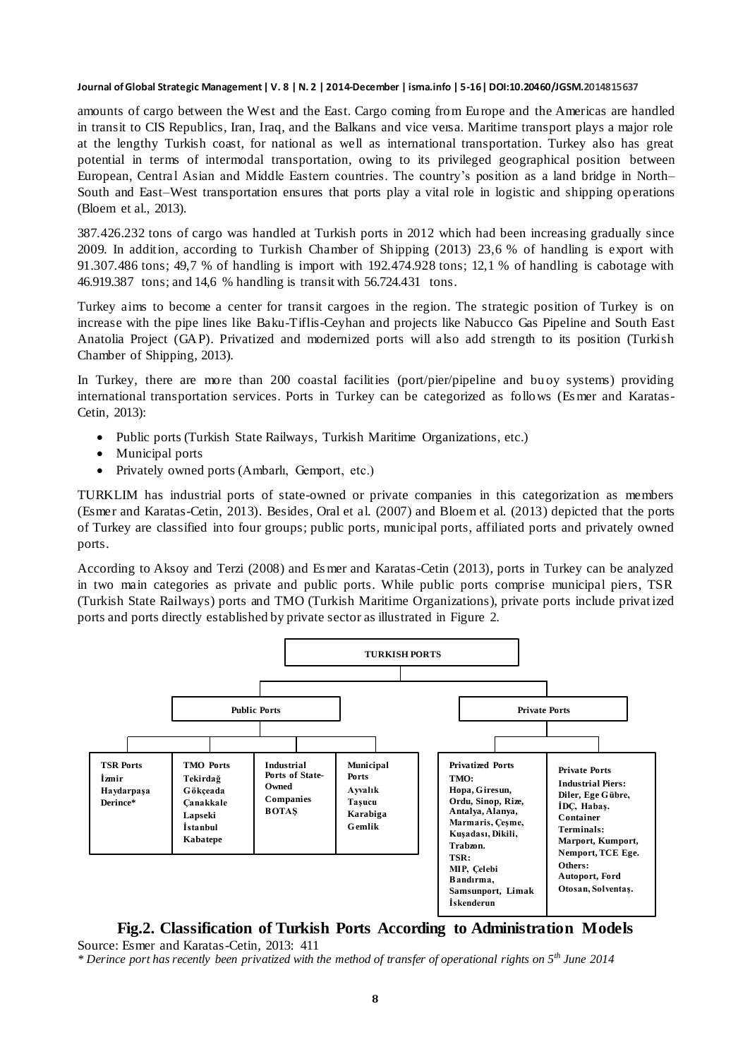amounts of cargo between the West and the East. Cargo coming from Europe and the Americas are handled in transit to CIS Republics, Iran, Iraq, and the Balkans and vice versa. Maritime transport plays a major role at the lengthy Turkish coast, for national as well as international transportation. Turkey also has great potential in terms of intermodal transportation, owing to its privileged geographical position between European, Central Asian and Middle Eastern countries. The country's position as a land bridge in North–South and East–West transportation ensures that ports play a vital role in logistic and shipping operations (Bloem et al., 2013).

387.426.232 tons of cargo was handled at Turkish ports in 2012 which had been increasing gradually since 2009. In addition, according to Turkish Chamber of Shipping (2013) 23,6 % of handling is export with 91.307.486 tons; 49,7 % of handling is import with 192.474.928 tons; 12,1 % of handling is cabotage with 46.919.387 tons; and 14,6 % handling is transit with 56.724.431 tons.

Turkey aims to become a center for transit cargoes in the region. The strategic position of Turkey is on increase with the pipe lines like Baku-Tiflis-Ceyhan and projects like Nabucco Gas Pipeline and South East Anatolia Project (GAP). Privatized and modernized ports will also add strength to its position (Turkish Chamber of Shipping, 2013).

In Turkey, there are more than 200 coastal facilities (port/pier/pipeline and buoy systems) providing international transportation services. Ports in Turkey can be categorized as follows (Esmer and Karatas-Cetin, 2013):

- Public ports (Turkish State Railways, Turkish Maritime Organizations, etc.)
- Municipal ports
- Privately owned ports (Ambarlı, Gemport, etc.)

TURKLIM has industrial ports of state-owned or private companies in this categorization as members (Esmer and Karatas-Cetin, 2013). Besides, Oral et al. (2007) and Bloem et al. (2013) depicted that the ports of Turkey are classified into four groups; public ports, municipal ports, affiliated ports and privately owned ports.

According to Aksoy and Terzi (2008) and Esmer and Karatas-Cetin (2013), ports in Turkey can be analyzed in two main categories as private and public ports. While public ports comprise municipal piers, TSR (Turkish State Railways) ports and TMO (Turkish Maritime Organizations), private ports include privatized ports and ports directly established by private sector as illustrated in Figure 2.

**TURKISH PORTS**

| Public Ports | | | | Private Ports | |
|---|---|---|---|---|---|
| **TSR Ports** | **TMO Ports** | **Industrial Ports of State-Owned Companies** | **Municipal Ports** | **Privatized Ports** | **Private Ports** |
| İzmir, Haydarpaşa, Derince* | Tekirdağ, Gökçeada, Çanakkale, Lapseki, İstanbul, Kabatepe | BOTAŞ | Ayvalık, Taşucu, Karabiga, Gemlik | TMO: Hopa, Giresun, Ordu, Sinop, Rize, Antalya, Alanya, Marmaris, Çeşme, Kuşadası, Dikili, Trabzon. TSR: MIP, Çelebi Bandırma, Samsunport, Limak İskenderun | Industrial Piers: Diler, Ege Gübre, İDÇ, Habaş. Container Terminals: Marport, Kumport, Nemport, TCE Ege. Others: Autoport, Ford Otosan, Solventaş. |

**Fig.2. Classification of Turkish Ports According to Administration Models**

Source: Esmer and Karatas-Cetin, 2013: 411

*\* Derince port has recently been privatized with the method of transfer of operational rights on 5th June 2014*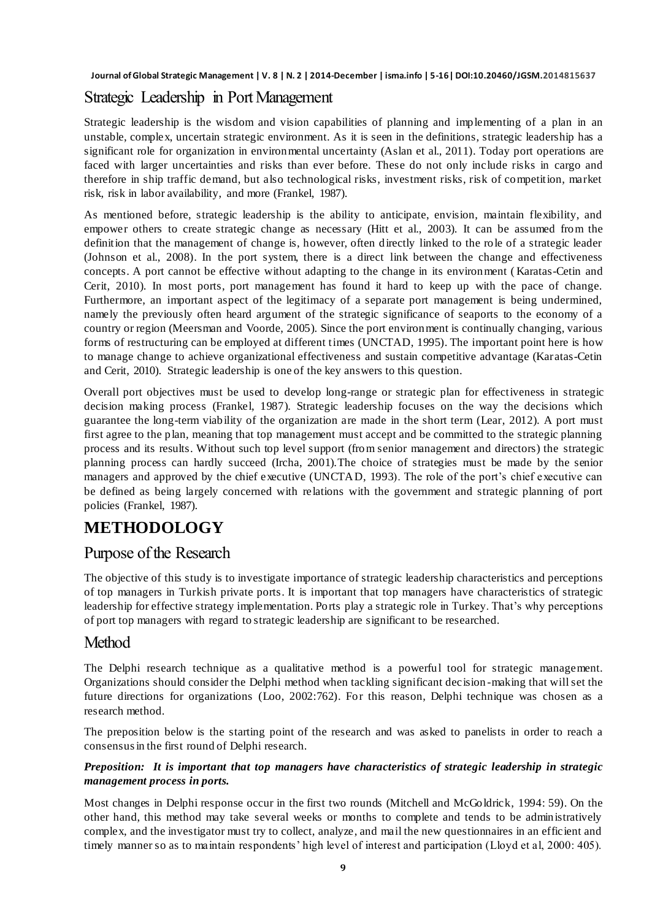## Strategic Leadership in Port Management

Strategic leadership is the wisdom and vision capabilities of planning and implementing of a plan in an unstable, complex, uncertain strategic environment. As it is seen in the definitions, strategic leadership has a significant role for organization in environmental uncertainty (Aslan et al., 2011). Today port operations are faced with larger uncertainties and risks than ever before. These do not only include risks in cargo and therefore in ship traffic demand, but also technological risks, investment risks, risk of competition, market risk, risk in labor availability, and more (Frankel, 1987).

As mentioned before, strategic leadership is the ability to anticipate, envision, maintain flexibility, and empower others to create strategic change as necessary (Hitt et al., 2003). It can be assumed from the definition that the management of change is, however, often directly linked to the role of a strategic leader (Johnson et al., 2008). In the port system, there is a direct link between the change and effectiveness concepts. A port cannot be effective without adapting to the change in its environment ( Karatas-Cetin and Cerit, 2010). In most ports, port management has found it hard to keep up with the pace of change. Furthermore, an important aspect of the legitimacy of a separate port management is being undermined, namely the previously often heard argument of the strategic significance of seaports to the economy of a country or region (Meersman and Voorde, 2005). Since the port environment is continually changing, various forms of restructuring can be employed at different times (UNCTAD, 1995). The important point here is how to manage change to achieve organizational effectiveness and sustain competitive advantage (Karatas-Cetin and Cerit, 2010). Strategic leadership is one of the key answers to this question.

Overall port objectives must be used to develop long-range or strategic plan for effectiveness in strategic decision making process (Frankel, 1987). Strategic leadership focuses on the way the decisions which guarantee the long-term viability of the organization are made in the short term (Lear, 2012). A port must first agree to the plan, meaning that top management must accept and be committed to the strategic planning process and its results. Without such top level support (from senior management and directors) the strategic planning process can hardly succeed (Ircha, 2001).The choice of strategies must be made by the senior managers and approved by the chief executive (UNCTAD, 1993). The role of the port's chief executive can be defined as being largely concerned with relations with the government and strategic planning of port policies (Frankel, 1987).

# METHODOLOGY

## Purpose of the Research

The objective of this study is to investigate importance of strategic leadership characteristics and perceptions of top managers in Turkish private ports. It is important that top managers have characteristics of strategic leadership for effective strategy implementation. Ports play a strategic role in Turkey. That's why perceptions of port top managers with regard to strategic leadership are significant to be researched.

## Method

The Delphi research technique as a qualitative method is a powerful tool for strategic management. Organizations should consider the Delphi method when tackling significant decision-making that will set the future directions for organizations (Loo, 2002:762). For this reason, Delphi technique was chosen as a research method.

The preposition below is the starting point of the research and was asked to panelists in order to reach a consensus in the first round of Delphi research.

***Preposition: It is important that top managers have characteristics of strategic leadership in strategic management process in ports.***

Most changes in Delphi response occur in the first two rounds (Mitchell and McGoldrick, 1994: 59). On the other hand, this method may take several weeks or months to complete and tends to be administratively complex, and the investigator must try to collect, analyze, and mail the new questionnaires in an efficient and timely manner so as to maintain respondents' high level of interest and participation (Lloyd et al, 2000: 405).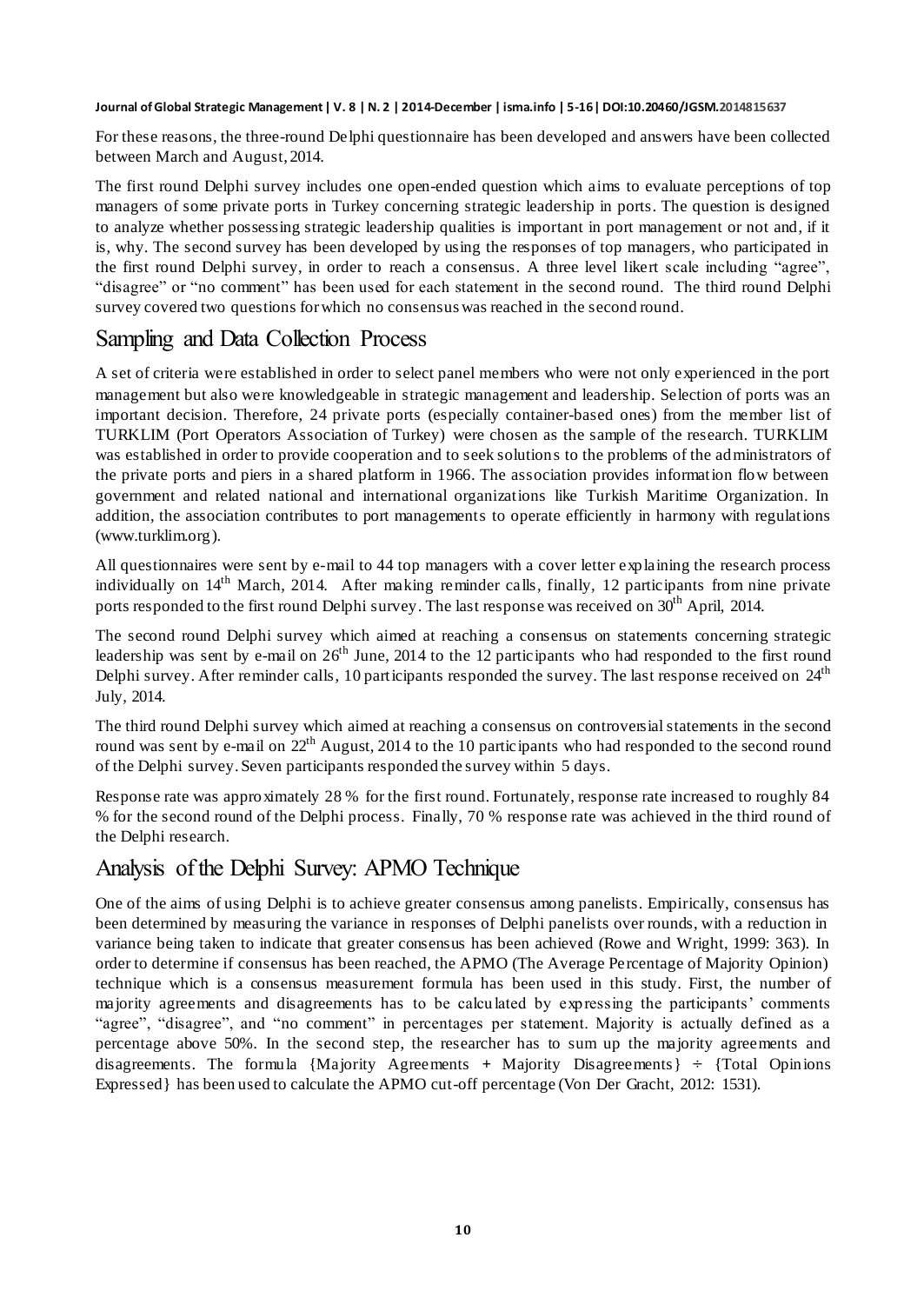For these reasons, the three-round Delphi questionnaire has been developed and answers have been collected between March and August, 2014.

The first round Delphi survey includes one open-ended question which aims to evaluate perceptions of top managers of some private ports in Turkey concerning strategic leadership in ports. The question is designed to analyze whether possessing strategic leadership qualities is important in port management or not and, if it is, why. The second survey has been developed by using the responses of top managers, who participated in the first round Delphi survey, in order to reach a consensus. A three level likert scale including "agree", "disagree" or "no comment" has been used for each statement in the second round. The third round Delphi survey covered two questions for which no consensus was reached in the second round.

## Sampling and Data Collection Process

A set of criteria were established in order to select panel members who were not only experienced in the port management but also were knowledgeable in strategic management and leadership. Selection of ports was an important decision. Therefore, 24 private ports (especially container-based ones) from the member list of TURKLIM (Port Operators Association of Turkey) were chosen as the sample of the research. TURKLIM was established in order to provide cooperation and to seek solutions to the problems of the administrators of the private ports and piers in a shared platform in 1966. The association provides information flow between government and related national and international organizations like Turkish Maritime Organization. In addition, the association contributes to port managements to operate efficiently in harmony with regulations (www.turklim.org).

All questionnaires were sent by e-mail to 44 top managers with a cover letter explaining the research process individually on 14th March, 2014. After making reminder calls, finally, 12 participants from nine private ports responded to the first round Delphi survey. The last response was received on 30th April, 2014.

The second round Delphi survey which aimed at reaching a consensus on statements concerning strategic leadership was sent by e-mail on 26th June, 2014 to the 12 participants who had responded to the first round Delphi survey. After reminder calls, 10 participants responded the survey. The last response received on 24th July, 2014.

The third round Delphi survey which aimed at reaching a consensus on controversial statements in the second round was sent by e-mail on 22th August, 2014 to the 10 participants who had responded to the second round of the Delphi survey. Seven participants responded the survey within 5 days.

Response rate was approximately 28 % for the first round. Fortunately, response rate increased to roughly 84 % for the second round of the Delphi process. Finally, 70 % response rate was achieved in the third round of the Delphi research.

## Analysis of the Delphi Survey: APMO Technique

One of the aims of using Delphi is to achieve greater consensus among panelists. Empirically, consensus has been determined by measuring the variance in responses of Delphi panelists over rounds, with a reduction in variance being taken to indicate that greater consensus has been achieved (Rowe and Wright, 1999: 363). In order to determine if consensus has been reached, the APMO (The Average Percentage of Majority Opinion) technique which is a consensus measurement formula has been used in this study. First, the number of majority agreements and disagreements has to be calculated by expressing the participants' comments "agree", "disagree", and "no comment" in percentages per statement. Majority is actually defined as a percentage above 50%. In the second step, the researcher has to sum up the majority agreements and disagreements. The formula {Majority Agreements + Majority Disagreements} ÷ {Total Opinions Expressed} has been used to calculate the APMO cut-off percentage (Von Der Gracht, 2012: 1531).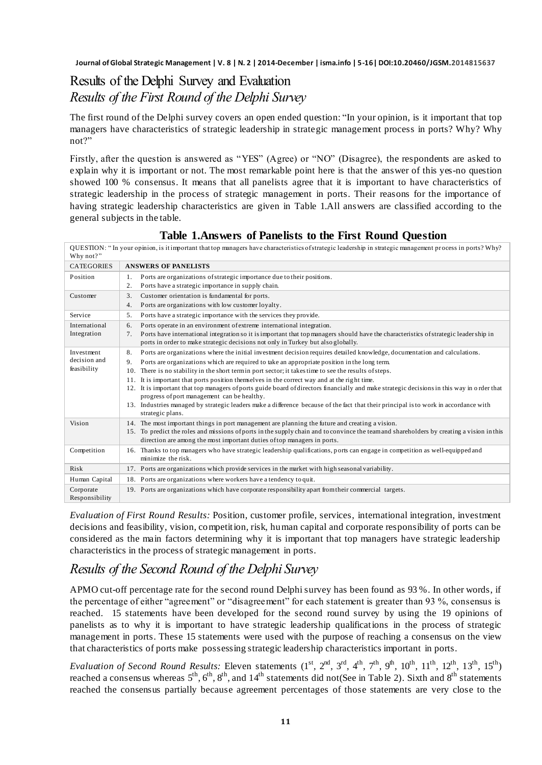## Results of the Delphi Survey and Evaluation

### *Results of the First Round of the Delphi Survey*

The first round of the Delphi survey covers an open ended question: "In your opinion, is it important that top managers have characteristics of strategic leadership in strategic management process in ports? Why? Why not?"

Firstly, after the question is answered as "YES" (Agree) or "NO" (Disagree), the respondents are asked to explain why it is important or not. The most remarkable point here is that the answer of this yes-no question showed 100 % consensus. It means that all panelists agree that it is important to have characteristics of strategic leadership in the process of strategic management in ports. Their reasons for the importance of having strategic leadership characteristics are given in Table 1.All answers are classified according to the general subjects in the table.

**Table 1.Answers of Panelists to the First Round Question**

| QUESTION: " In your opinion, is it important that top managers have characteristics of strategic leadership in strategic management process in ports? Why? Why not?" | |
|---|---|
| CATEGORIES | **ANSWERS OF PANELISTS** |
| Position | 1. Ports are organizations of strategic importance due to their positions.<br>2. Ports have a strategic importance in supply chain. |
| Customer | 3. Customer orientation is fundamental for ports.<br>4. Ports are organizations with low customer loyalty. |
| Service | 5. Ports have a strategic importance with the services they provide. |
| International Integration | 6. Ports operate in an environment of extreme international integration.<br>7. Ports have international integration so it is important that top managers should have the characteristics of strategic leadership in ports in order to make strategic decisions not only in Turkey but also globally. |
| Investment decision and feasibility | 8. Ports are organizations where the initial investment decision requires detailed knowledge, documentation and calculations.<br>9. Ports are organizations which are required to take an appropriate position in the long term.<br>10. There is no stability in the short term in port sector; it takes time to see the results of steps.<br>11. It is important that ports position themselves in the correct way and at the right time.<br>12. It is important that top managers of ports guide board of directors financially and make strategic decisions in this way in order that progress of port management can be healthy.<br>13. Industries managed by strategic leaders make a difference because of the fact that their principal is to work in accordance with strategic plans. |
| Vision | 14. The most important things in port management are planning the future and creating a vision.<br>15. To predict the roles and missions of ports in the supply chain and to convince the team and shareholders by creating a vision in this direction are among the most important duties of top managers in ports. |
| Competition | 16. Thanks to top managers who have strategic leadership qualifications, ports can engage in competition as well-equipped and minimize the risk. |
| Risk | 17. Ports are organizations which provide services in the market with high seasonal variability. |
| Human Capital | 18. Ports are organizations where workers have a tendency to quit. |
| Corporate Responsibility | 19. Ports are organizations which have corporate responsibility apart from their commercial targets. |

*Evaluation of First Round Results:* Position, customer profile, services, international integration, investment decisions and feasibility, vision, competition, risk, human capital and corporate responsibility of ports can be considered as the main factors determining why it is important that top managers have strategic leadership characteristics in the process of strategic management in ports.

### *Results of the Second Round of the Delphi Survey*

APMO cut-off percentage rate for the second round Delphi survey has been found as 93 %. In other words, if the percentage of either "agreement" or "disagreement" for each statement is greater than 93 %, consensus is reached. 15 statements have been developed for the second round survey by using the 19 opinions of panelists as to why it is important to have strategic leadership qualifications in the process of strategic management in ports. These 15 statements were used with the purpose of reaching a consensus on the view that characteristics of ports make possessing strategic leadership characteristics important in ports.

*Evaluation of Second Round Results:* Eleven statements ($1^{st}$, $2^{nd}$, $3^{rd}$, $4^{th}$, $7^{th}$, $9^{th}$, $10^{th}$, $11^{th}$, $12^{th}$, $13^{th}$, $15^{th}$) reached a consensus whereas $5^{th}$, $6^{th}$, $8^{th}$, and $14^{th}$ statements did not(See in Table 2). Sixth and $8^{th}$ statements reached the consensus partially because agreement percentages of those statements are very close to the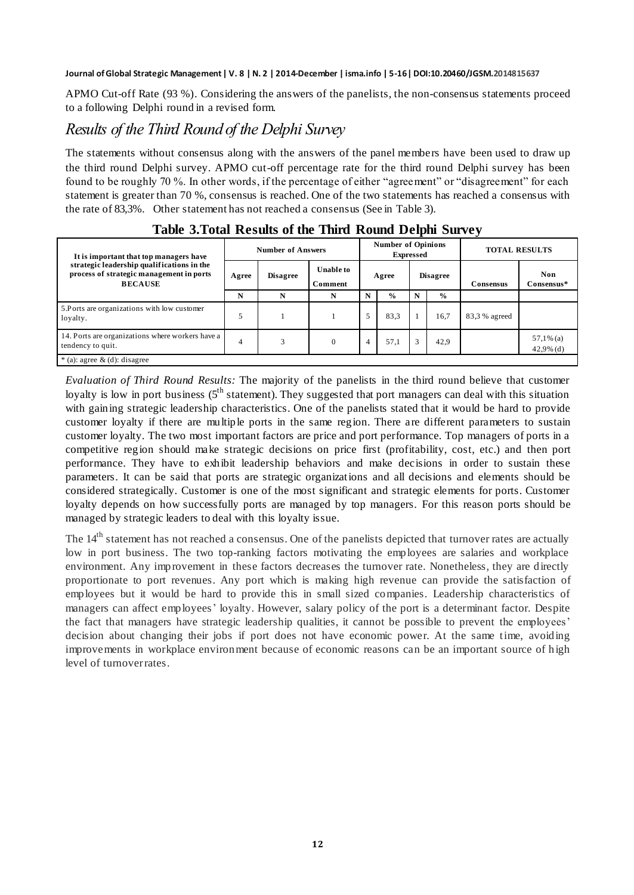APMO Cut-off Rate (93 %). Considering the answers of the panelists, the non-consensus statements proceed to a following Delphi round in a revised form.

## Results of the Third Round of the Delphi Survey

The statements without consensus along with the answers of the panel members have been used to draw up the third round Delphi survey. APMO cut-off percentage rate for the third round Delphi survey has been found to be roughly 70 %. In other words, if the percentage of either "agreement" or "disagreement" for each statement is greater than 70 %, consensus is reached. One of the two statements has reached a consensus with the rate of 83,3%. Other statement has not reached a consensus (See in Table 3).

**Table 3.Total Results of the Third Round Delphi Survey**

| It is important that top managers have strategic leadership qualifications in the process of strategic management in ports **BECAUSE** | Number of Answers | | | Number of Opinions Expressed | | | | TOTAL RESULTS | |
|---|---|---|---|---|---|---|---|---|---|
| | Agree | Disagree | Unable to Comment | Agree | | Disagree | | Consensus | Non Consensus* |
| | N | N | N | N | % | N | % | | |
| 5.Ports are organizations with low customer loyalty. | 5 | 1 | 1 | 5 | 83,3 | 1 | 16,7 | 83,3 % agreed | |
| 14. Ports are organizations where workers have a tendency to quit. | 4 | 3 | 0 | 4 | 57,1 | 3 | 42,9 | | 57,1% (a) 42,9% (d) |

\* (a): agree & (d): disagree

*Evaluation of Third Round Results:* The majority of the panelists in the third round believe that customer loyalty is low in port business (5th statement). They suggested that port managers can deal with this situation with gaining strategic leadership characteristics. One of the panelists stated that it would be hard to provide customer loyalty if there are multiple ports in the same region. There are different parameters to sustain customer loyalty. The two most important factors are price and port performance. Top managers of ports in a competitive region should make strategic decisions on price first (profitability, cost, etc.) and then port performance. They have to exhibit leadership behaviors and make decisions in order to sustain these parameters. It can be said that ports are strategic organizations and all decisions and elements should be considered strategically. Customer is one of the most significant and strategic elements for ports. Customer loyalty depends on how successfully ports are managed by top managers. For this reason ports should be managed by strategic leaders to deal with this loyalty issue.

The 14th statement has not reached a consensus. One of the panelists depicted that turnover rates are actually low in port business. The two top-ranking factors motivating the employees are salaries and workplace environment. Any improvement in these factors decreases the turnover rate. Nonetheless, they are directly proportionate to port revenues. Any port which is making high revenue can provide the satisfaction of employees but it would be hard to provide this in small sized companies. Leadership characteristics of managers can affect employees' loyalty. However, salary policy of the port is a determinant factor. Despite the fact that managers have strategic leadership qualities, it cannot be possible to prevent the employees' decision about changing their jobs if port does not have economic power. At the same time, avoiding improvements in workplace environment because of economic reasons can be an important source of high level of turnover rates.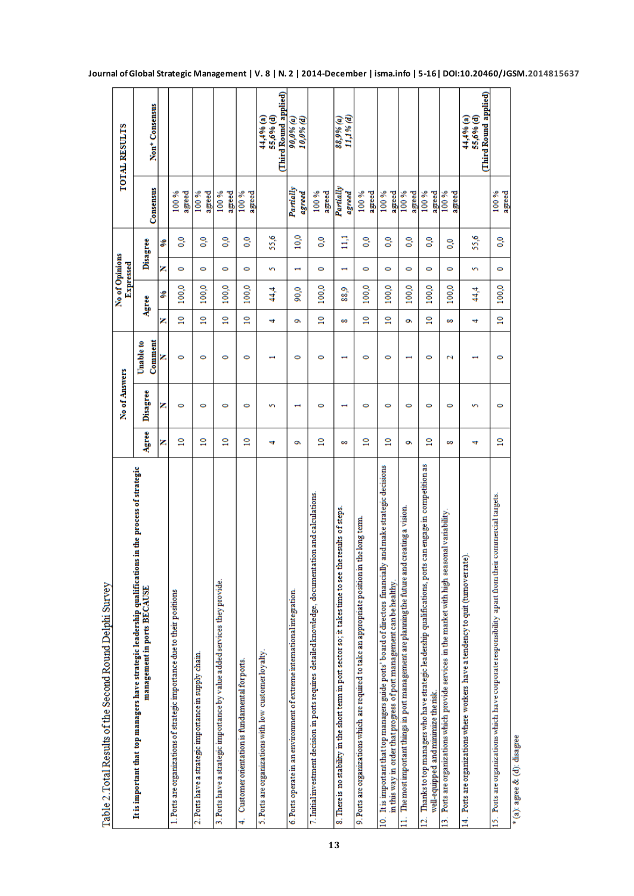Table 2. Total Results of the Second Round Delphi Survey

| It is important that top managers have strategic leadership qualifications in the process of strategic management in ports BECAUSE | No of Answers | | | No of Opinions Expressed | | | | TOTAL RESULTS | |
|---|---|---|---|---|---|---|---|---|---|
| | Agree | Disagree | Unable to Comment | Agree | | Disagree | | Consensus | Non* Consensus |
| | N | N | N | N | % | N | % | | |
| 1. Ports are organizations of strategic importance due to their positions | 10 | 0 | 0 | 10 | 100,0 | 0 | 0,0 | 100 % agreed | |
| 2. Ports have a strategic importance in supply chain. | 10 | 0 | 0 | 10 | 100,0 | 0 | 0,0 | 100 % agreed | |
| 3. Ports have a strategic importance by value added services they provide. | 10 | 0 | 0 | 10 | 100,0 | 0 | 0,0 | 100 % agreed | |
| 4. Customer orientation is fundamental for ports. | 10 | 0 | 0 | 10 | 100,0 | 0 | 0,0 | 100 % agreed | |
| 5. Ports are organizations with low customer loyalty. | 4 | 5 | 1 | 4 | 44,4 | 5 | 55,6 | | *44,4% (a)* *55,6% (d)* (Third Round applied) |
| 6. Ports operate in an environment of extreme international integration. | 9 | 1 | 0 | 9 | 90,0 | 1 | 10,0 | *Partially agreed* | *90,0% (a)* *10,0% (d)* |
| 7. Initial investment decision in ports requires detailed knowledge, documentation and calculations. | 10 | 0 | 0 | 10 | 100,0 | 0 | 0,0 | 100 % agreed | |
| 8. There is no stability in the short term in port sector so; it takes time to see the results of steps. | 8 | 1 | 1 | 8 | 88,9 | 1 | 11,1 | *Partially agreed* | *88,9% (a)* *11,1% (d)* |
| 9. Ports are organizations which are required to take an appropriate position in the long term. | 10 | 0 | 0 | 10 | 100,0 | 0 | 0,0 | 100 % agreed | |
| 10. It is important that top managers guide ports' board of directors financially and make strategic decisions in this way in order that progress of port management can be healthy. | 10 | 0 | 0 | 10 | 100,0 | 0 | 0,0 | 100 % agreed | |
| 11. The most important things in port management are planning the future and creating a vision. | 9 | 0 | 1 | 9 | 100,0 | 0 | 0,0 | 100 % agreed | |
| 12. Thanks to top managers who have strategic leadership qualifications, ports can engage in competition as well-equipped and minimize the risk. | 10 | 0 | 0 | 10 | 100,0 | 0 | 0,0 | 100 % agreed | |
| 13. Ports are organizations which provide services in the market with high seasonal variability. | 8 | 0 | 2 | 8 | 100,0 | 0 | 0,0 | 100 % agreed | |
| 14. Ports are organizations where workers have a tendency to quit (turnover rate). | 4 | 5 | 1 | 4 | 44,4 | 5 | 55,6 | | *44,4% (a)* *55,6% (d)* (Third Round applied) |
| 15. Ports are organizations which have corporate responsibility apart from their commercial targets. | 10 | 0 | 0 | 10 | 100,0 | 0 | 0,0 | 100 % agreed | |

* (a): agree & (d): disagree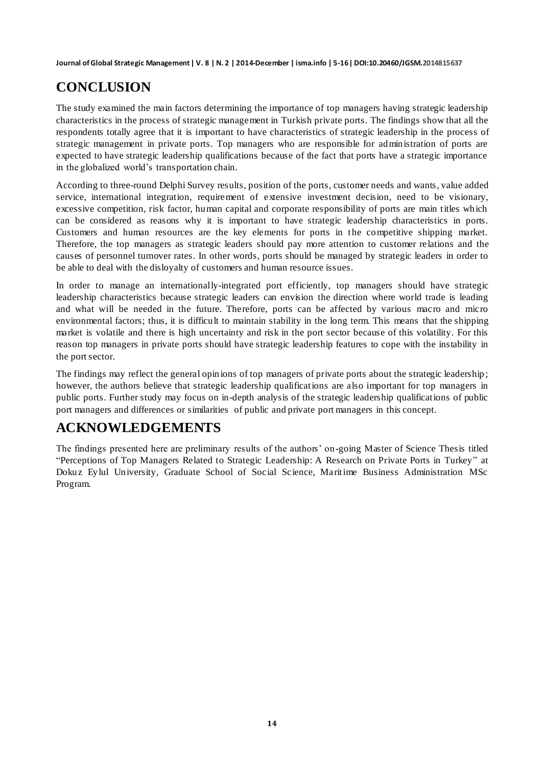# CONCLUSION

The study examined the main factors determining the importance of top managers having strategic leadership characteristics in the process of strategic management in Turkish private ports. The findings show that all the respondents totally agree that it is important to have characteristics of strategic leadership in the process of strategic management in private ports. Top managers who are responsible for administration of ports are expected to have strategic leadership qualifications because of the fact that ports have a strategic importance in the globalized world's transportation chain.

According to three-round Delphi Survey results, position of the ports, customer needs and wants, value added service, international integration, requirement of extensive investment decision, need to be visionary, excessive competition, risk factor, human capital and corporate responsibility of ports are main titles which can be considered as reasons why it is important to have strategic leadership characteristics in ports. Customers and human resources are the key elements for ports in the competitive shipping market. Therefore, the top managers as strategic leaders should pay more attention to customer relations and the causes of personnel turnover rates. In other words, ports should be managed by strategic leaders in order to be able to deal with the disloyalty of customers and human resource issues.

In order to manage an internationally-integrated port efficiently, top managers should have strategic leadership characteristics because strategic leaders can envision the direction where world trade is leading and what will be needed in the future. Therefore, ports can be affected by various macro and micro environmental factors; thus, it is difficult to maintain stability in the long term. This means that the shipping market is volatile and there is high uncertainty and risk in the port sector because of this volatility. For this reason top managers in private ports should have strategic leadership features to cope with the instability in the port sector.

The findings may reflect the general opinions of top managers of private ports about the strategic leadership; however, the authors believe that strategic leadership qualifications are also important for top managers in public ports. Further study may focus on in-depth analysis of the strategic leadership qualifications of public port managers and differences or similarities of public and private port managers in this concept.

# ACKNOWLEDGEMENTS

The findings presented here are preliminary results of the authors' on-going Master of Science Thesis titled "Perceptions of Top Managers Related to Strategic Leadership: A Research on Private Ports in Turkey" at Dokuz Eylul University, Graduate School of Social Science, Maritime Business Administration MSc Program.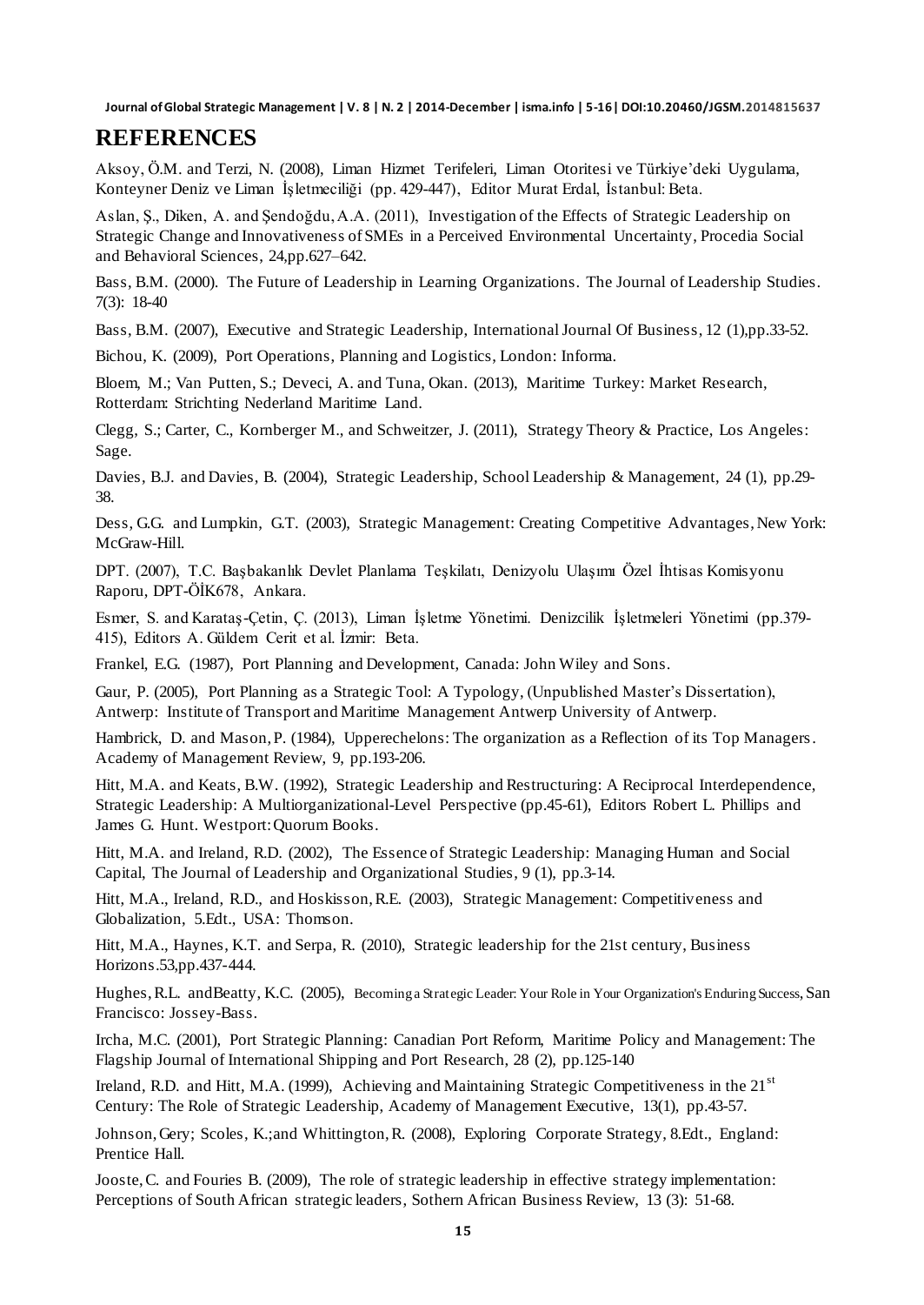## REFERENCES

Aksoy, Ö.M. and Terzi, N. (2008), Liman Hizmet Terifeleri, Liman Otoritesi ve Türkiye'deki Uygulama, Konteyner Deniz ve Liman İşletmeciliği (pp. 429-447), Editor Murat Erdal, İstanbul: Beta.

Aslan, Ş., Diken, A. and Şendoğdu, A.A. (2011), Investigation of the Effects of Strategic Leadership on Strategic Change and Innovativeness of SMEs in a Perceived Environmental Uncertainty, Procedia Social and Behavioral Sciences, 24,pp.627–642.

Bass, B.M. (2000). The Future of Leadership in Learning Organizations. The Journal of Leadership Studies. 7(3): 18-40

Bass, B.M. (2007), Executive and Strategic Leadership, International Journal Of Business, 12 (1),pp.33-52.

Bichou, K. (2009), Port Operations, Planning and Logistics, London: Informa.

Bloem, M.; Van Putten, S.; Deveci, A. and Tuna, Okan. (2013), Maritime Turkey: Market Research, Rotterdam: Strichting Nederland Maritime Land.

Clegg, S.; Carter, C., Kornberger M., and Schweitzer, J. (2011), Strategy Theory & Practice, Los Angeles: Sage.

Davies, B.J. and Davies, B. (2004), Strategic Leadership, School Leadership & Management, 24 (1), pp.29-38.

Dess, G.G. and Lumpkin, G.T. (2003), Strategic Management: Creating Competitive Advantages, New York: McGraw-Hill.

DPT. (2007), T.C. Başbakanlık Devlet Planlama Teşkilatı, Denizyolu Ulaşımı Özel İhtisas Komisyonu Raporu, DPT-ÖİK678, Ankara.

Esmer, S. and Karataş-Çetin, Ç. (2013), Liman İşletme Yönetimi. Denizcilik İşletmeleri Yönetimi (pp.379-415), Editors A. Güldem Cerit et al. İzmir: Beta.

Frankel, E.G. (1987), Port Planning and Development, Canada: John Wiley and Sons.

Gaur, P. (2005), Port Planning as a Strategic Tool: A Typology, (Unpublished Master's Dissertation), Antwerp: Institute of Transport and Maritime Management Antwerp University of Antwerp.

Hambrick, D. and Mason, P. (1984), Upperechelons: The organization as a Reflection of its Top Managers. Academy of Management Review, 9, pp.193-206.

Hitt, M.A. and Keats, B.W. (1992), Strategic Leadership and Restructuring: A Reciprocal Interdependence, Strategic Leadership: A Multiorganizational-Level Perspective (pp.45-61), Editors Robert L. Phillips and James G. Hunt. Westport: Quorum Books.

Hitt, M.A. and Ireland, R.D. (2002), The Essence of Strategic Leadership: Managing Human and Social Capital, The Journal of Leadership and Organizational Studies, 9 (1), pp.3-14.

Hitt, M.A., Ireland, R.D., and Hoskisson, R.E. (2003), Strategic Management: Competitiveness and Globalization, 5.Edt., USA: Thomson.

Hitt, M.A., Haynes, K.T. and Serpa, R. (2010), Strategic leadership for the 21st century, Business Horizons.53,pp.437-444.

Hughes, R.L. andBeatty, K.C. (2005), Becoming a Strategic Leader: Your Role in Your Organization's Enduring Success, San Francisco: Jossey-Bass.

Ircha, M.C. (2001), Port Strategic Planning: Canadian Port Reform, Maritime Policy and Management: The Flagship Journal of International Shipping and Port Research, 28 (2), pp.125-140

Ireland, R.D. and Hitt, M.A. (1999), Achieving and Maintaining Strategic Competitiveness in the 21st Century: The Role of Strategic Leadership, Academy of Management Executive, 13(1), pp.43-57.

Johnson, Gery; Scoles, K.;and Whittington, R. (2008), Exploring Corporate Strategy, 8.Edt., England: Prentice Hall.

Jooste, C. and Fouries B. (2009), The role of strategic leadership in effective strategy implementation: Perceptions of South African strategic leaders, Sothern African Business Review, 13 (3): 51-68.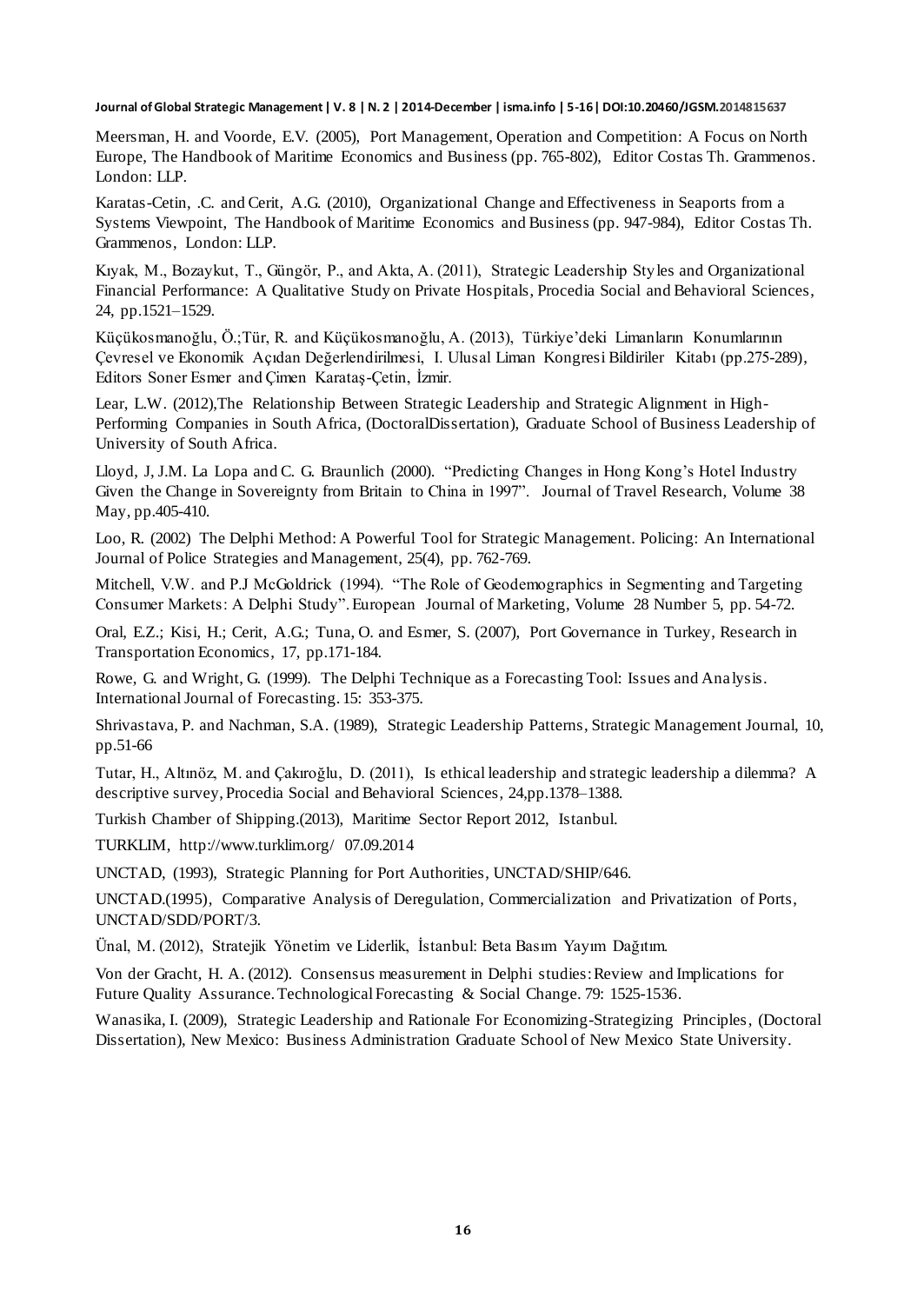Meersman, H. and Voorde, E.V. (2005), Port Management, Operation and Competition: A Focus on North Europe, The Handbook of Maritime Economics and Business (pp. 765-802), Editor Costas Th. Grammenos. London: LLP.

Karatas-Cetin, .C. and Cerit, A.G. (2010), Organizational Change and Effectiveness in Seaports from a Systems Viewpoint, The Handbook of Maritime Economics and Business (pp. 947-984), Editor Costas Th. Grammenos, London: LLP.

Kıyak, M., Bozaykut, T., Güngör, P., and Akta, A. (2011), Strategic Leadership Styles and Organizational Financial Performance: A Qualitative Study on Private Hospitals, Procedia Social and Behavioral Sciences, 24, pp.1521–1529.

Küçükosmanoğlu, Ö.;Tür, R. and Küçükosmanoğlu, A. (2013), Türkiye'deki Limanların Konumlarının Çevresel ve Ekonomik Açıdan Değerlendirilmesi, I. Ulusal Liman Kongresi Bildiriler Kitabı (pp.275-289), Editors Soner Esmer and Çimen Karataş-Çetin, İzmir.

Lear, L.W. (2012),The Relationship Between Strategic Leadership and Strategic Alignment in High-Performing Companies in South Africa, (DoctoralDissertation), Graduate School of Business Leadership of University of South Africa.

Lloyd, J, J.M. La Lopa and C. G. Braunlich (2000). "Predicting Changes in Hong Kong's Hotel Industry Given the Change in Sovereignty from Britain to China in 1997". Journal of Travel Research, Volume 38 May, pp.405-410.

Loo, R. (2002) The Delphi Method: A Powerful Tool for Strategic Management. Policing: An International Journal of Police Strategies and Management, 25(4), pp. 762-769.

Mitchell, V.W. and P.J McGoldrick (1994). "The Role of Geodemographics in Segmenting and Targeting Consumer Markets: A Delphi Study". European Journal of Marketing, Volume 28 Number 5, pp. 54-72.

Oral, E.Z.; Kisi, H.; Cerit, A.G.; Tuna, O. and Esmer, S. (2007), Port Governance in Turkey, Research in Transportation Economics, 17, pp.171-184.

Rowe, G. and Wright, G. (1999). The Delphi Technique as a Forecasting Tool: Issues and Analysis. International Journal of Forecasting. 15: 353-375.

Shrivastava, P. and Nachman, S.A. (1989), Strategic Leadership Patterns, Strategic Management Journal, 10, pp.51-66

Tutar, H., Altınöz, M. and Çakıroğlu, D. (2011), Is ethical leadership and strategic leadership a dilemma? A descriptive survey, Procedia Social and Behavioral Sciences, 24,pp.1378–1388.

Turkish Chamber of Shipping.(2013), Maritime Sector Report 2012, Istanbul.

TURKLIM, http://www.turklim.org/ 07.09.2014

UNCTAD, (1993), Strategic Planning for Port Authorities, UNCTAD/SHIP/646.

UNCTAD.(1995), Comparative Analysis of Deregulation, Commercialization and Privatization of Ports, UNCTAD/SDD/PORT/3.

Ünal, M. (2012), Stratejik Yönetim ve Liderlik, İstanbul: Beta Basım Yayım Dağıtım.

Von der Gracht, H. A. (2012). Consensus measurement in Delphi studies: Review and Implications for Future Quality Assurance. Technological Forecasting & Social Change. 79: 1525-1536.

Wanasika, I. (2009), Strategic Leadership and Rationale For Economizing-Strategizing Principles, (Doctoral Dissertation), New Mexico: Business Administration Graduate School of New Mexico State University.